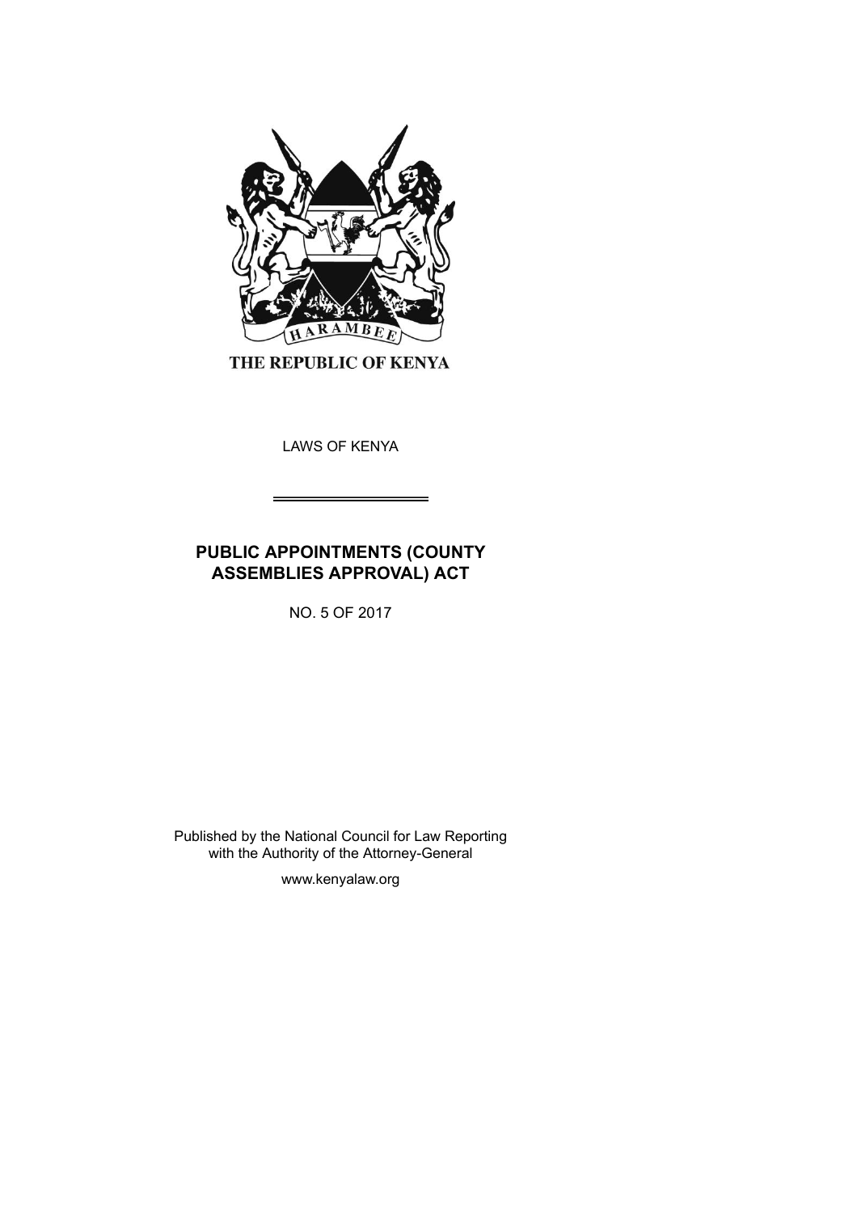THE REPUBLIC OF KENYA

LAWS OF KENYA

# PUBLIC APPOINTMENTS (COUNTY ASSEMBLIES APPROVAL) ACT

NO. 5 OF 2017

Published by the National Council for Law Reporting
with the Authority of the Attorney-General

www.kenyalaw.org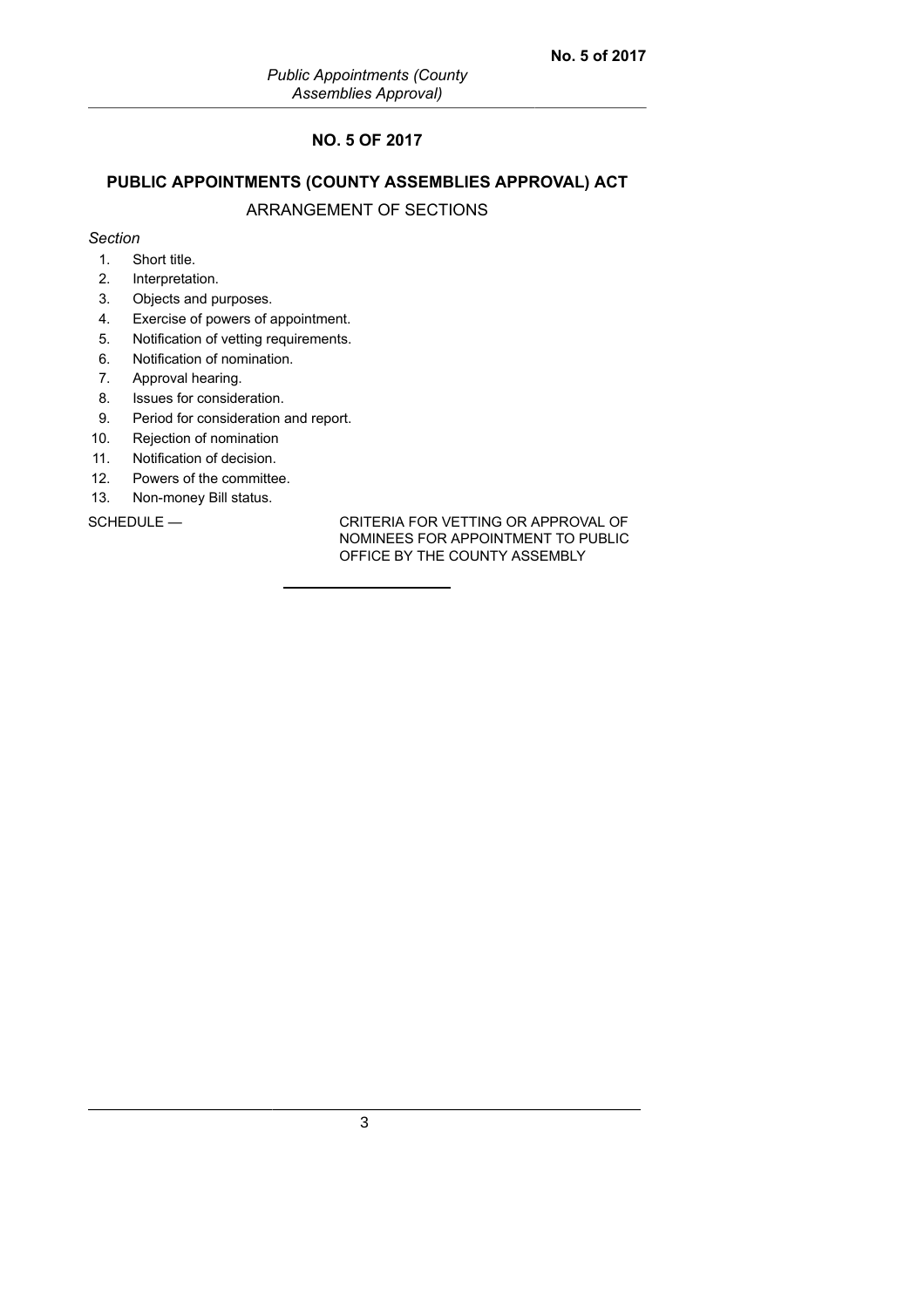## NO. 5 OF 2017

## PUBLIC APPOINTMENTS (COUNTY ASSEMBLIES APPROVAL) ACT

ARRANGEMENT OF SECTIONS

*Section*

1. Short title.
2. Interpretation.
3. Objects and purposes.
4. Exercise of powers of appointment.
5. Notification of vetting requirements.
6. Notification of nomination.
7. Approval hearing.
8. Issues for consideration.
9. Period for consideration and report.
10. Rejection of nomination
11. Notification of decision.
12. Powers of the committee.
13. Non-money Bill status.

SCHEDULE — CRITERIA FOR VETTING OR APPROVAL OF NOMINEES FOR APPOINTMENT TO PUBLIC OFFICE BY THE COUNTY ASSEMBLY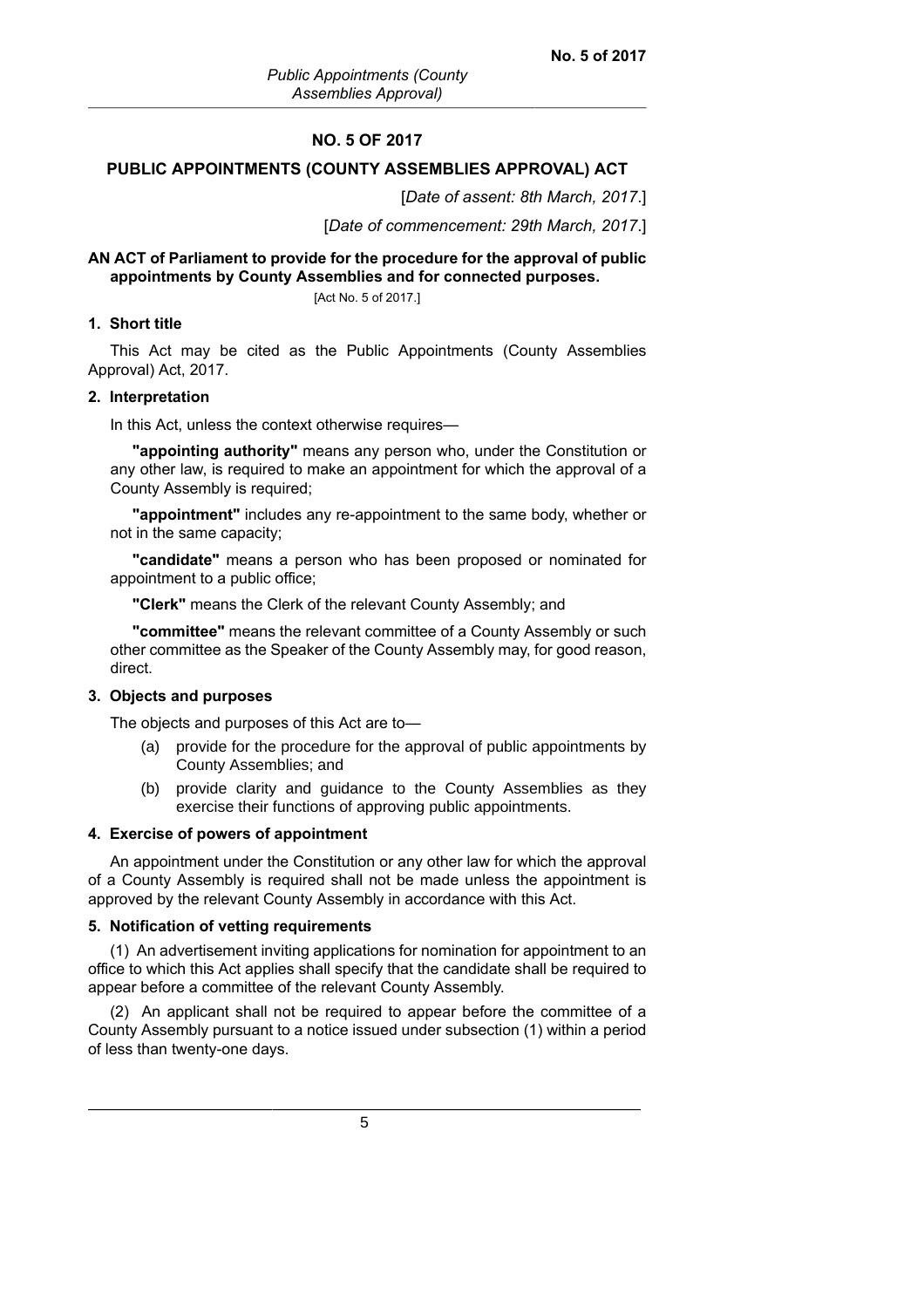# NO. 5 OF 2017

## PUBLIC APPOINTMENTS (COUNTY ASSEMBLIES APPROVAL) ACT

[*Date of assent: 8th March, 2017*.]

[*Date of commencement: 29th March, 2017*.]

**AN ACT of Parliament to provide for the procedure for the approval of public appointments by County Assemblies and for connected purposes.**

[Act No. 5 of 2017.]

### 1. Short title

This Act may be cited as the Public Appointments (County Assemblies Approval) Act, 2017.

### 2. Interpretation

In this Act, unless the context otherwise requires—

**"appointing authority"** means any person who, under the Constitution or any other law, is required to make an appointment for which the approval of a County Assembly is required;

**"appointment"** includes any re-appointment to the same body, whether or not in the same capacity;

**"candidate"** means a person who has been proposed or nominated for appointment to a public office;

**"Clerk"** means the Clerk of the relevant County Assembly; and

**"committee"** means the relevant committee of a County Assembly or such other committee as the Speaker of the County Assembly may, for good reason, direct.

### 3. Objects and purposes

The objects and purposes of this Act are to—

(a) provide for the procedure for the approval of public appointments by County Assemblies; and

(b) provide clarity and guidance to the County Assemblies as they exercise their functions of approving public appointments.

### 4. Exercise of powers of appointment

An appointment under the Constitution or any other law for which the approval of a County Assembly is required shall not be made unless the appointment is approved by the relevant County Assembly in accordance with this Act.

### 5. Notification of vetting requirements

(1) An advertisement inviting applications for nomination for appointment to an office to which this Act applies shall specify that the candidate shall be required to appear before a committee of the relevant County Assembly.

(2) An applicant shall not be required to appear before the committee of a County Assembly pursuant to a notice issued under subsection (1) within a period of less than twenty-one days.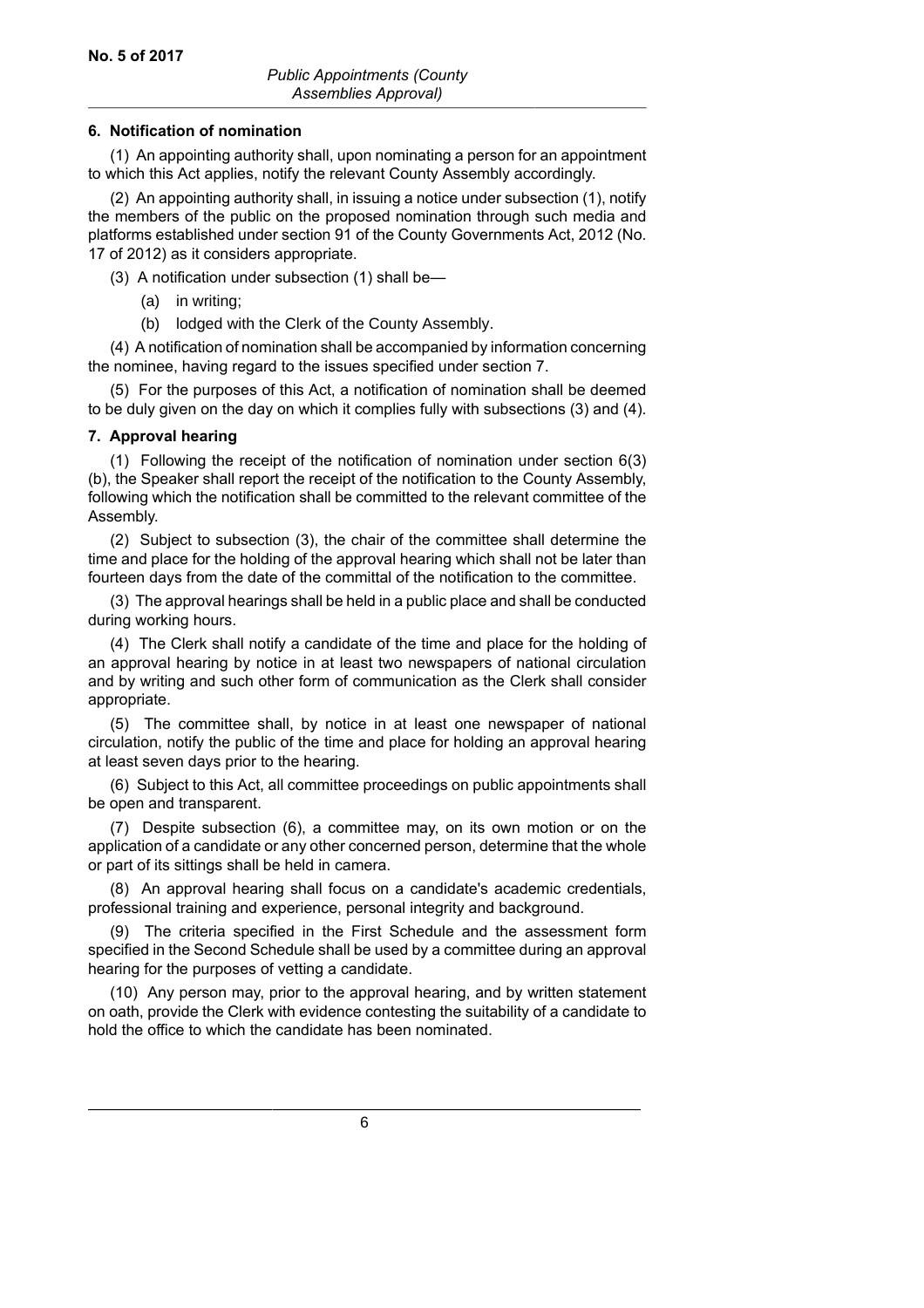### 6. Notification of nomination

(1) An appointing authority shall, upon nominating a person for an appointment to which this Act applies, notify the relevant County Assembly accordingly.

(2) An appointing authority shall, in issuing a notice under subsection (1), notify the members of the public on the proposed nomination through such media and platforms established under section 91 of the County Governments Act, 2012 (No. 17 of 2012) as it considers appropriate.

(3) A notification under subsection (1) shall be—

- (a) in writing;
- (b) lodged with the Clerk of the County Assembly.

(4) A notification of nomination shall be accompanied by information concerning the nominee, having regard to the issues specified under section 7.

(5) For the purposes of this Act, a notification of nomination shall be deemed to be duly given on the day on which it complies fully with subsections (3) and (4).

### 7. Approval hearing

(1) Following the receipt of the notification of nomination under section 6(3)(b), the Speaker shall report the receipt of the notification to the County Assembly, following which the notification shall be committed to the relevant committee of the Assembly.

(2) Subject to subsection (3), the chair of the committee shall determine the time and place for the holding of the approval hearing which shall not be later than fourteen days from the date of the committal of the notification to the committee.

(3) The approval hearings shall be held in a public place and shall be conducted during working hours.

(4) The Clerk shall notify a candidate of the time and place for the holding of an approval hearing by notice in at least two newspapers of national circulation and by writing and such other form of communication as the Clerk shall consider appropriate.

(5) The committee shall, by notice in at least one newspaper of national circulation, notify the public of the time and place for holding an approval hearing at least seven days prior to the hearing.

(6) Subject to this Act, all committee proceedings on public appointments shall be open and transparent.

(7) Despite subsection (6), a committee may, on its own motion or on the application of a candidate or any other concerned person, determine that the whole or part of its sittings shall be held in camera.

(8) An approval hearing shall focus on a candidate's academic credentials, professional training and experience, personal integrity and background.

(9) The criteria specified in the First Schedule and the assessment form specified in the Second Schedule shall be used by a committee during an approval hearing for the purposes of vetting a candidate.

(10) Any person may, prior to the approval hearing, and by written statement on oath, provide the Clerk with evidence contesting the suitability of a candidate to hold the office to which the candidate has been nominated.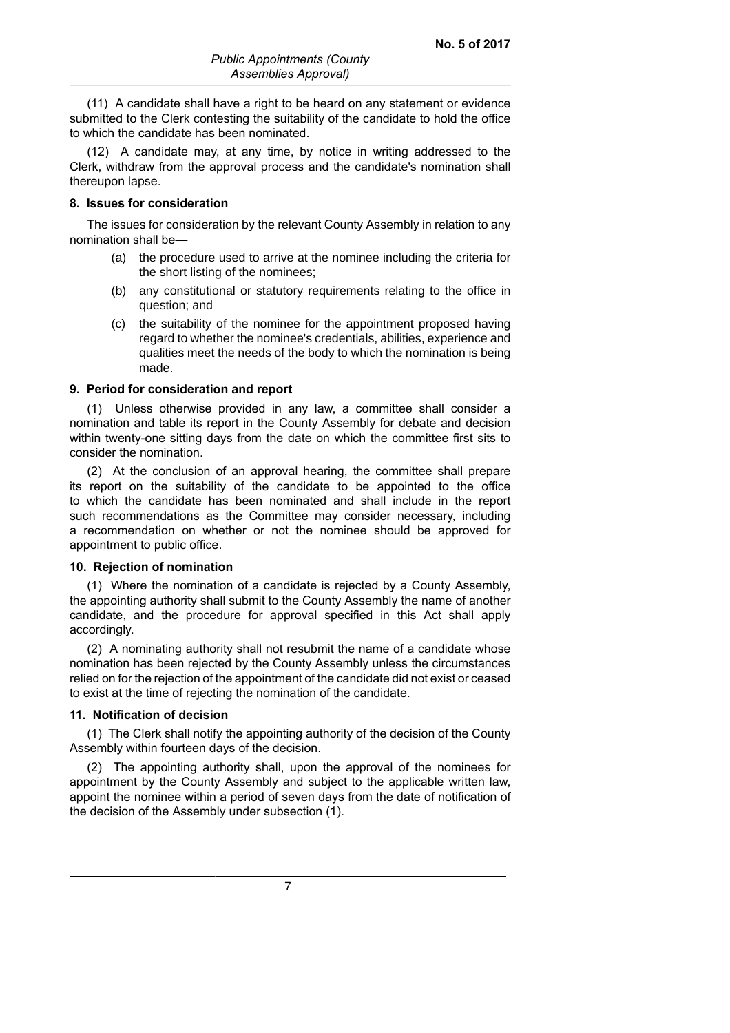(11) A candidate shall have a right to be heard on any statement or evidence submitted to the Clerk contesting the suitability of the candidate to hold the office to which the candidate has been nominated.

(12) A candidate may, at any time, by notice in writing addressed to the Clerk, withdraw from the approval process and the candidate's nomination shall thereupon lapse.

**8. Issues for consideration**

The issues for consideration by the relevant County Assembly in relation to any nomination shall be—

(a) the procedure used to arrive at the nominee including the criteria for the short listing of the nominees;

(b) any constitutional or statutory requirements relating to the office in question; and

(c) the suitability of the nominee for the appointment proposed having regard to whether the nominee's credentials, abilities, experience and qualities meet the needs of the body to which the nomination is being made.

**9. Period for consideration and report**

(1) Unless otherwise provided in any law, a committee shall consider a nomination and table its report in the County Assembly for debate and decision within twenty-one sitting days from the date on which the committee first sits to consider the nomination.

(2) At the conclusion of an approval hearing, the committee shall prepare its report on the suitability of the candidate to be appointed to the office to which the candidate has been nominated and shall include in the report such recommendations as the Committee may consider necessary, including a recommendation on whether or not the nominee should be approved for appointment to public office.

**10. Rejection of nomination**

(1) Where the nomination of a candidate is rejected by a County Assembly, the appointing authority shall submit to the County Assembly the name of another candidate, and the procedure for approval specified in this Act shall apply accordingly.

(2) A nominating authority shall not resubmit the name of a candidate whose nomination has been rejected by the County Assembly unless the circumstances relied on for the rejection of the appointment of the candidate did not exist or ceased to exist at the time of rejecting the nomination of the candidate.

**11. Notification of decision**

(1) The Clerk shall notify the appointing authority of the decision of the County Assembly within fourteen days of the decision.

(2) The appointing authority shall, upon the approval of the nominees for appointment by the County Assembly and subject to the applicable written law, appoint the nominee within a period of seven days from the date of notification of the decision of the Assembly under subsection (1).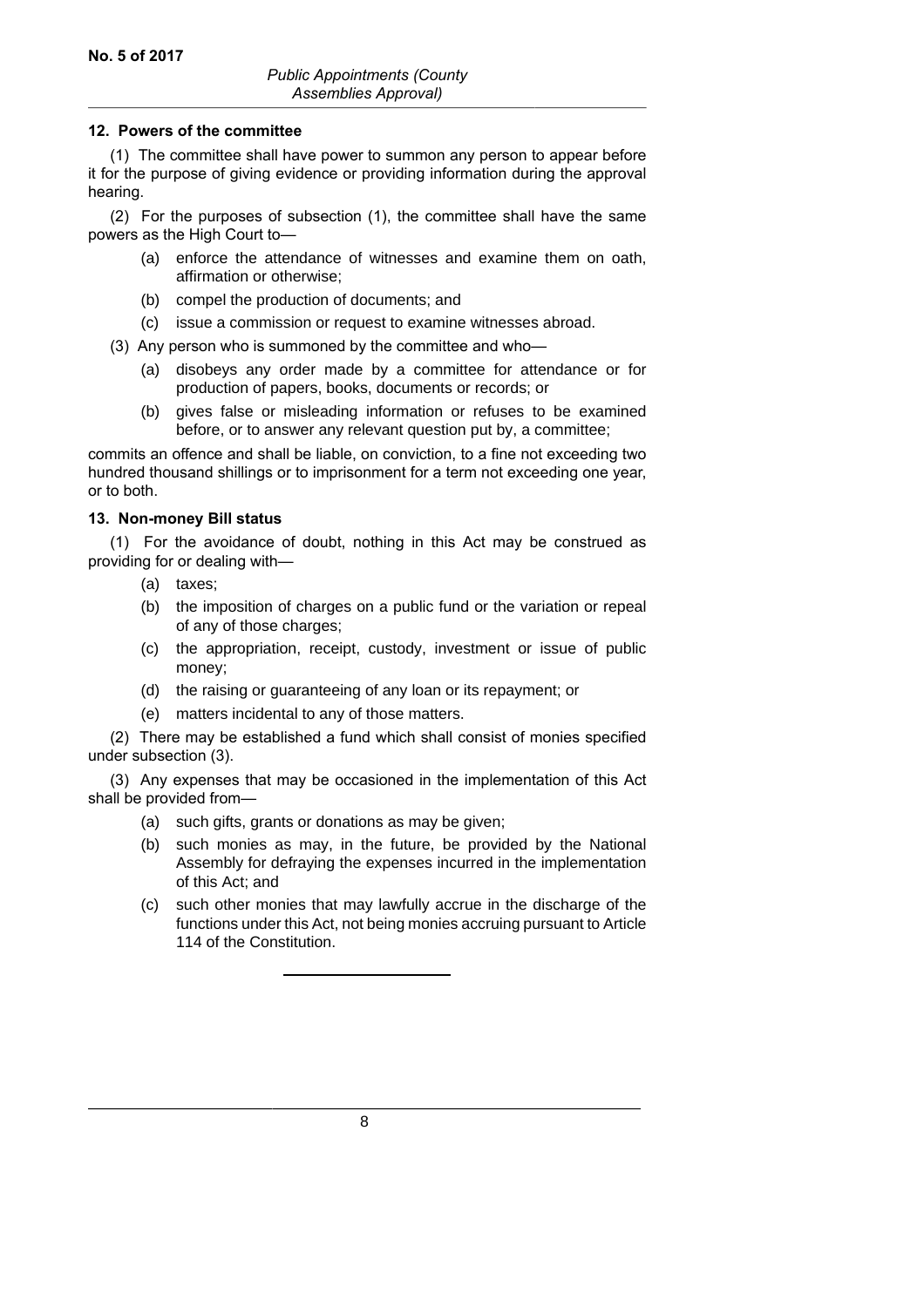### 12. Powers of the committee

(1) The committee shall have power to summon any person to appear before it for the purpose of giving evidence or providing information during the approval hearing.

(2) For the purposes of subsection (1), the committee shall have the same powers as the High Court to—

- (a) enforce the attendance of witnesses and examine them on oath, affirmation or otherwise;
- (b) compel the production of documents; and
- (c) issue a commission or request to examine witnesses abroad.

(3) Any person who is summoned by the committee and who—

- (a) disobeys any order made by a committee for attendance or for production of papers, books, documents or records; or
- (b) gives false or misleading information or refuses to be examined before, or to answer any relevant question put by, a committee;

commits an offence and shall be liable, on conviction, to a fine not exceeding two hundred thousand shillings or to imprisonment for a term not exceeding one year, or to both.

### 13. Non-money Bill status

(1) For the avoidance of doubt, nothing in this Act may be construed as providing for or dealing with—

- (a) taxes;
- (b) the imposition of charges on a public fund or the variation or repeal of any of those charges;
- (c) the appropriation, receipt, custody, investment or issue of public money;
- (d) the raising or guaranteeing of any loan or its repayment; or
- (e) matters incidental to any of those matters.

(2) There may be established a fund which shall consist of monies specified under subsection (3).

(3) Any expenses that may be occasioned in the implementation of this Act shall be provided from—

- (a) such gifts, grants or donations as may be given;
- (b) such monies as may, in the future, be provided by the National Assembly for defraying the expenses incurred in the implementation of this Act; and
- (c) such other monies that may lawfully accrue in the discharge of the functions under this Act, not being monies accruing pursuant to Article 114 of the Constitution.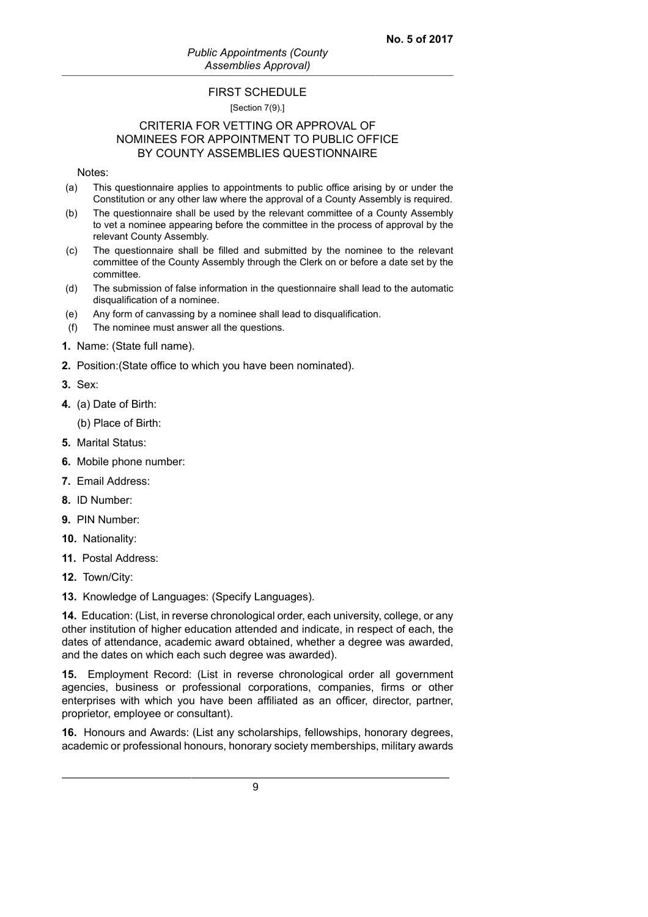## FIRST SCHEDULE

[Section 7(9).]

## CRITERIA FOR VETTING OR APPROVAL OF NOMINEES FOR APPOINTMENT TO PUBLIC OFFICE BY COUNTY ASSEMBLIES QUESTIONNAIRE

Notes:

(a) This questionnaire applies to appointments to public office arising by or under the Constitution or any other law where the approval of a County Assembly is required.

(b) The questionnaire shall be used by the relevant committee of a County Assembly to vet a nominee appearing before the committee in the process of approval by the relevant County Assembly.

(c) The questionnaire shall be filled and submitted by the nominee to the relevant committee of the County Assembly through the Clerk on or before a date set by the committee.

(d) The submission of false information in the questionnaire shall lead to the automatic disqualification of a nominee.

(e) Any form of canvassing by a nominee shall lead to disqualification.

(f) The nominee must answer all the questions.

**1.** Name: (State full name).

**2.** Position:(State office to which you have been nominated).

**3.** Sex:

**4.** (a) Date of Birth:

(b) Place of Birth:

**5.** Marital Status:

**6.** Mobile phone number:

**7.** Email Address:

**8.** ID Number:

**9.** PIN Number:

**10.** Nationality:

**11.** Postal Address:

**12.** Town/City:

**13.** Knowledge of Languages: (Specify Languages).

**14.** Education: (List, in reverse chronological order, each university, college, or any other institution of higher education attended and indicate, in respect of each, the dates of attendance, academic award obtained, whether a degree was awarded, and the dates on which each such degree was awarded).

**15.** Employment Record: (List in reverse chronological order all government agencies, business or professional corporations, companies, firms or other enterprises with which you have been affiliated as an officer, director, partner, proprietor, employee or consultant).

**16.** Honours and Awards: (List any scholarships, fellowships, honorary degrees, academic or professional honours, honorary society memberships, military awards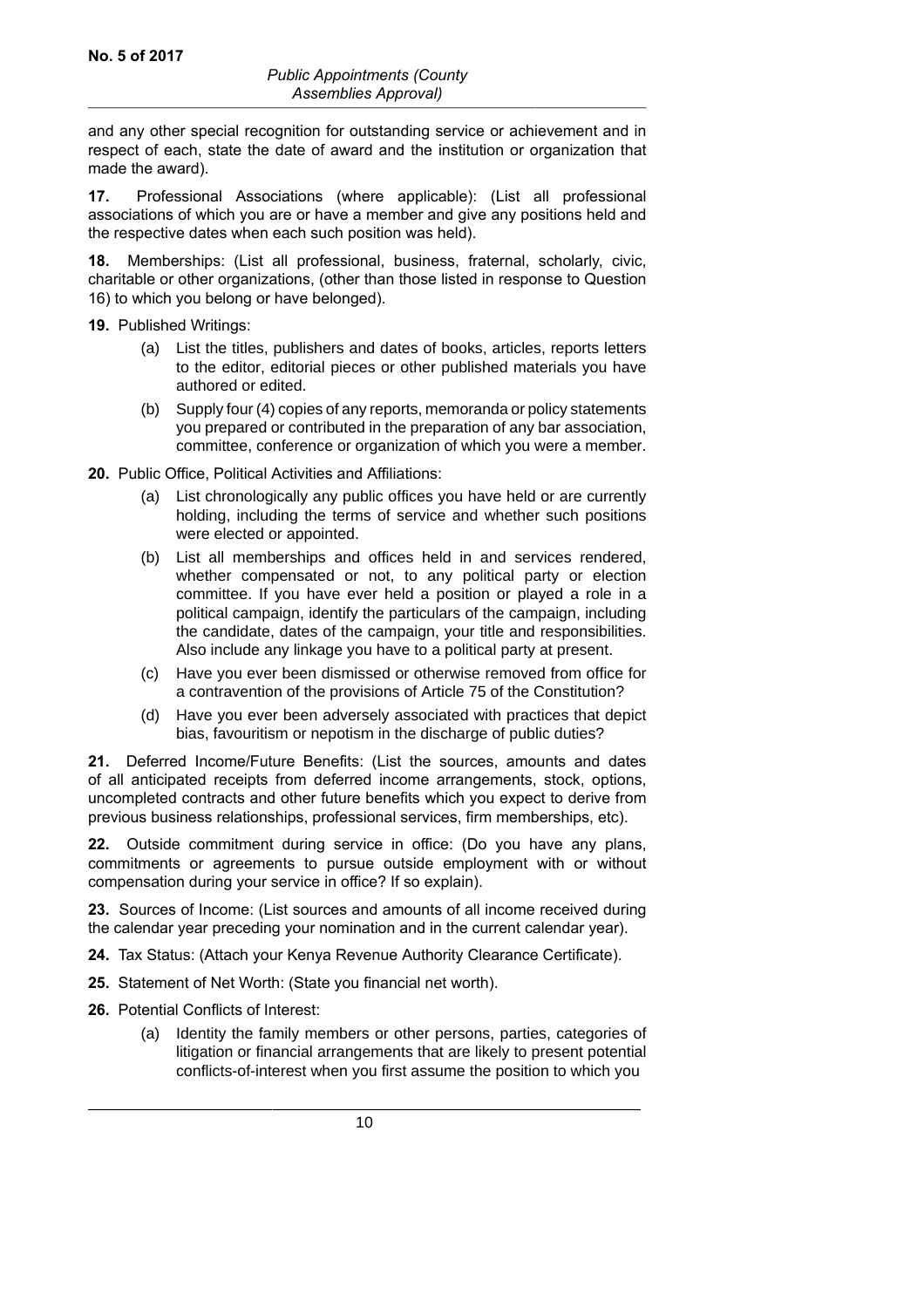and any other special recognition for outstanding service or achievement and in respect of each, state the date of award and the institution or organization that made the award).

**17.** Professional Associations (where applicable): (List all professional associations of which you are or have a member and give any positions held and the respective dates when each such position was held).

**18.** Memberships: (List all professional, business, fraternal, scholarly, civic, charitable or other organizations, (other than those listed in response to Question 16) to which you belong or have belonged).

**19.** Published Writings:

(a) List the titles, publishers and dates of books, articles, reports letters to the editor, editorial pieces or other published materials you have authored or edited.

(b) Supply four (4) copies of any reports, memoranda or policy statements you prepared or contributed in the preparation of any bar association, committee, conference or organization of which you were a member.

**20.** Public Office, Political Activities and Affiliations:

(a) List chronologically any public offices you have held or are currently holding, including the terms of service and whether such positions were elected or appointed.

(b) List all memberships and offices held in and services rendered, whether compensated or not, to any political party or election committee. If you have ever held a position or played a role in a political campaign, identify the particulars of the campaign, including the candidate, dates of the campaign, your title and responsibilities. Also include any linkage you have to a political party at present.

(c) Have you ever been dismissed or otherwise removed from office for a contravention of the provisions of Article 75 of the Constitution?

(d) Have you ever been adversely associated with practices that depict bias, favouritism or nepotism in the discharge of public duties?

**21.** Deferred Income/Future Benefits: (List the sources, amounts and dates of all anticipated receipts from deferred income arrangements, stock, options, uncompleted contracts and other future benefits which you expect to derive from previous business relationships, professional services, firm memberships, etc).

**22.** Outside commitment during service in office: (Do you have any plans, commitments or agreements to pursue outside employment with or without compensation during your service in office? If so explain).

**23.** Sources of Income: (List sources and amounts of all income received during the calendar year preceding your nomination and in the current calendar year).

**24.** Tax Status: (Attach your Kenya Revenue Authority Clearance Certificate).

**25.** Statement of Net Worth: (State you financial net worth).

**26.** Potential Conflicts of Interest:

(a) Identity the family members or other persons, parties, categories of litigation or financial arrangements that are likely to present potential conflicts-of-interest when you first assume the position to which you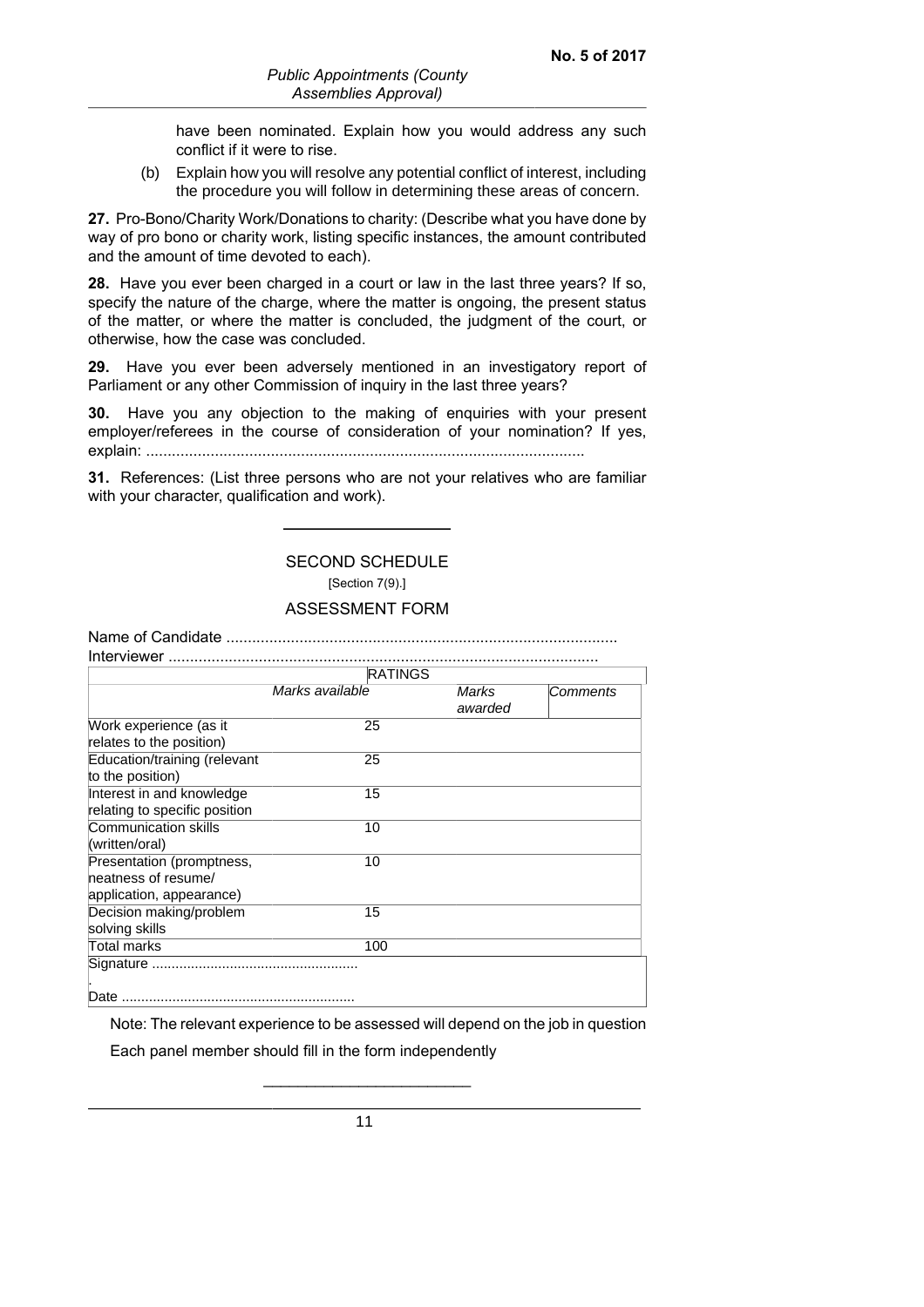have been nominated. Explain how you would address any such conflict if it were to rise.

(b) Explain how you will resolve any potential conflict of interest, including the procedure you will follow in determining these areas of concern.

**27.** Pro-Bono/Charity Work/Donations to charity: (Describe what you have done by way of pro bono or charity work, listing specific instances, the amount contributed and the amount of time devoted to each).

**28.** Have you ever been charged in a court or law in the last three years? If so, specify the nature of the charge, where the matter is ongoing, the present status of the matter, or where the matter is concluded, the judgment of the court, or otherwise, how the case was concluded.

**29.** Have you ever been adversely mentioned in an investigatory report of Parliament or any other Commission of inquiry in the last three years?

**30.** Have you any objection to the making of enquiries with your present employer/referees in the course of consideration of your nomination? If yes, explain: ......................................................................................................

**31.** References: (List three persons who are not your relatives who are familiar with your character, qualification and work).

---

## SECOND SCHEDULE

[Section 7(9).]

## ASSESSMENT FORM

Name of Candidate ..........................................................................................

Interviewer ....................................................................................................

| | RATINGS | | |
|---|---|---|---|
| | *Marks available* | *Marks awarded* | *Comments* |
| Work experience (as it relates to the position) | 25 | | |
| Education/training (relevant to the position) | 25 | | |
| Interest in and knowledge relating to specific position | 15 | | |
| Communication skills (written/oral) | 10 | | |
| Presentation (promptness, neatness of resume/ application, appearance) | 10 | | |
| Decision making/problem solving skills | 15 | | |
| Total marks | 100 | | |

Signature ....................................................

Date ...........................................................

Note: The relevant experience to be assessed will depend on the job in question

Each panel member should fill in the form independently